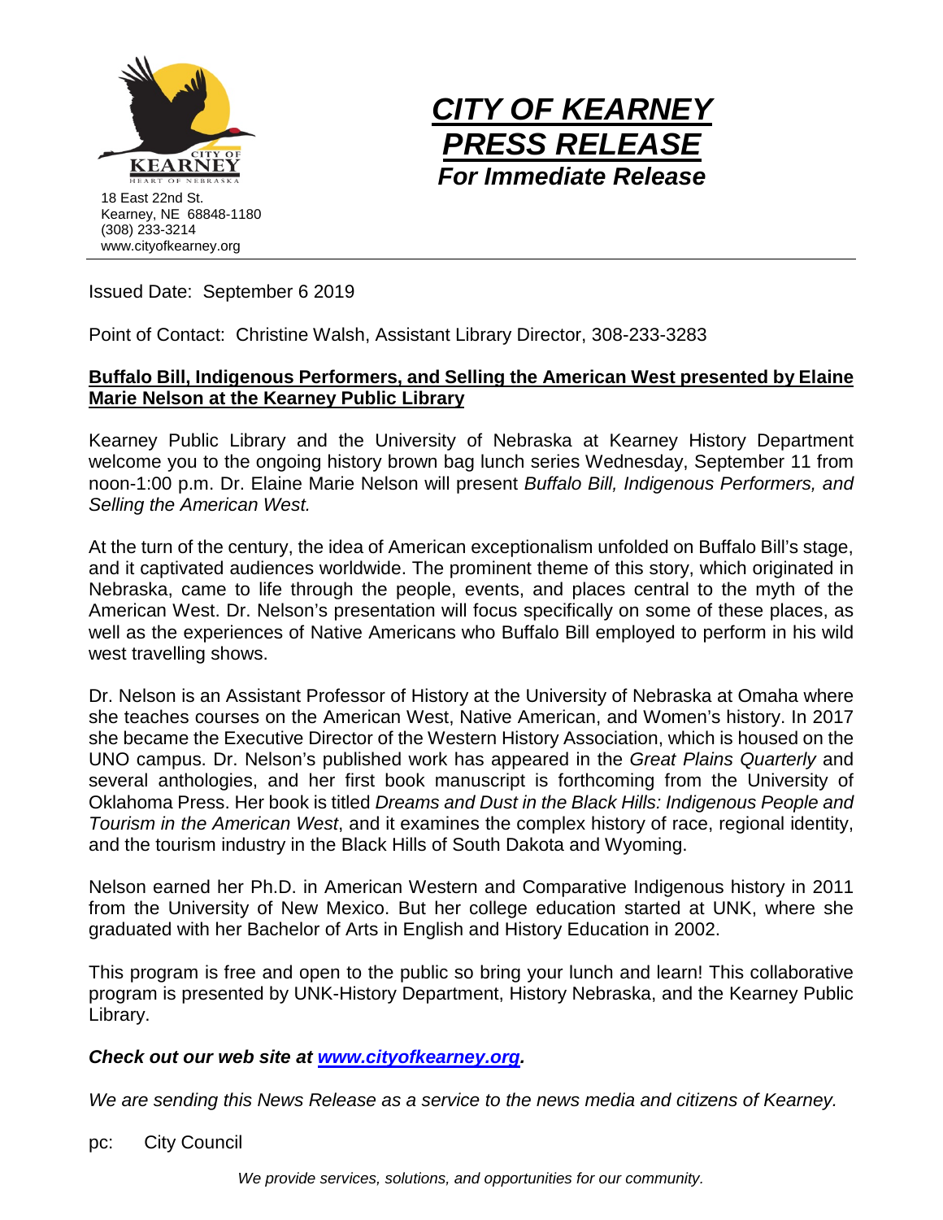18 East 22nd St.
Kearney, NE 68848-1180
(308) 233-3214
www.cityofkearney.org

# *CITY OF KEARNEY PRESS RELEASE*

***For Immediate Release***

Issued Date: September 6 2019

Point of Contact: Christine Walsh, Assistant Library Director, 308-233-3283

**Buffalo Bill, Indigenous Performers, and Selling the American West presented by Elaine Marie Nelson at the Kearney Public Library**

Kearney Public Library and the University of Nebraska at Kearney History Department welcome you to the ongoing history brown bag lunch series Wednesday, September 11 from noon-1:00 p.m. Dr. Elaine Marie Nelson will present *Buffalo Bill, Indigenous Performers, and Selling the American West.*

At the turn of the century, the idea of American exceptionalism unfolded on Buffalo Bill's stage, and it captivated audiences worldwide. The prominent theme of this story, which originated in Nebraska, came to life through the people, events, and places central to the myth of the American West. Dr. Nelson's presentation will focus specifically on some of these places, as well as the experiences of Native Americans who Buffalo Bill employed to perform in his wild west travelling shows.

Dr. Nelson is an Assistant Professor of History at the University of Nebraska at Omaha where she teaches courses on the American West, Native American, and Women's history. In 2017 she became the Executive Director of the Western History Association, which is housed on the UNO campus. Dr. Nelson's published work has appeared in the *Great Plains Quarterly* and several anthologies, and her first book manuscript is forthcoming from the University of Oklahoma Press. Her book is titled *Dreams and Dust in the Black Hills: Indigenous People and Tourism in the American West*, and it examines the complex history of race, regional identity, and the tourism industry in the Black Hills of South Dakota and Wyoming.

Nelson earned her Ph.D. in American Western and Comparative Indigenous history in 2011 from the University of New Mexico. But her college education started at UNK, where she graduated with her Bachelor of Arts in English and History Education in 2002.

This program is free and open to the public so bring your lunch and learn! This collaborative program is presented by UNK-History Department, History Nebraska, and the Kearney Public Library.

***Check out our web site at [www.cityofkearney.org](http://www.cityofkearney.org).***

*We are sending this News Release as a service to the news media and citizens of Kearney.*

pc: City Council

*We provide services, solutions, and opportunities for our community.*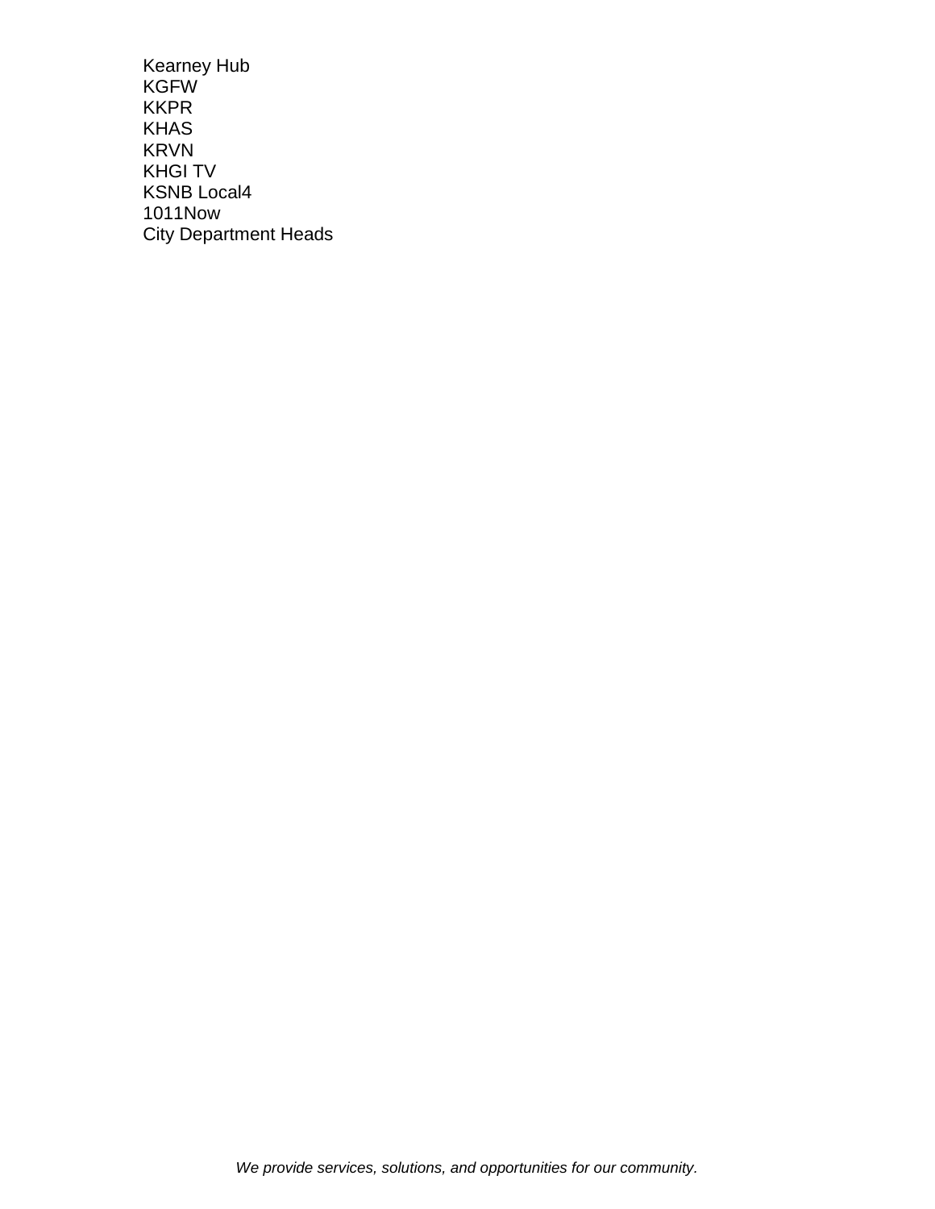Kearney Hub
KGFW
KKPR
KHAS
KRVN
KHGI TV
KSNB Local4
1011Now
City Department Heads